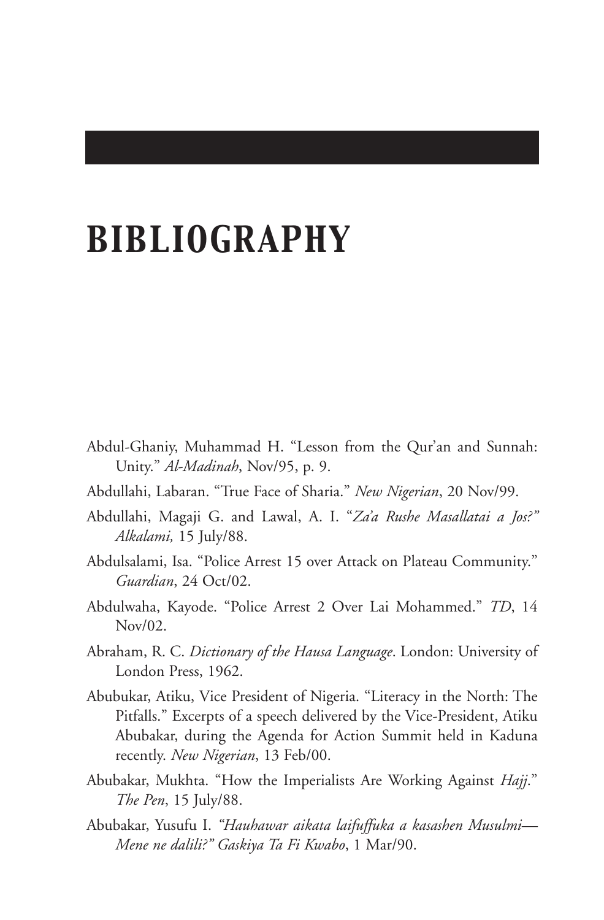# BIBLIOGRAPHY

Abdul-Ghaniy, Muhammad H. "Lesson from the Qur'an and Sunnah: Unity." *Al-Madinah*, Nov/95, p. 9.

Abdullahi, Labaran. "True Face of Sharia." *New Nigerian*, 20 Nov/99.

Abdullahi, Magaji G. and Lawal, A. I. "*Za'a Rushe Masallatai a Jos?*" *Alkalami,* 15 July/88.

Abdulsalami, Isa. "Police Arrest 15 over Attack on Plateau Community." *Guardian*, 24 Oct/02.

Abdulwaha, Kayode. "Police Arrest 2 Over Lai Mohammed." *TD*, 14 Nov/02.

Abraham, R. C. *Dictionary of the Hausa Language*. London: University of London Press, 1962.

Abubukar, Atiku, Vice President of Nigeria. "Literacy in the North: The Pitfalls." Excerpts of a speech delivered by the Vice-President, Atiku Abubakar, during the Agenda for Action Summit held in Kaduna recently. *New Nigerian*, 13 Feb/00.

Abubakar, Mukhta. "How the Imperialists Are Working Against *Hajj*." *The Pen*, 15 July/88.

Abubakar, Yusufu I. *"Hauhawar aikata laifuffuka a kasashen Musulmi—Mene ne dalili?" Gaskiya Ta Fi Kwabo*, 1 Mar/90.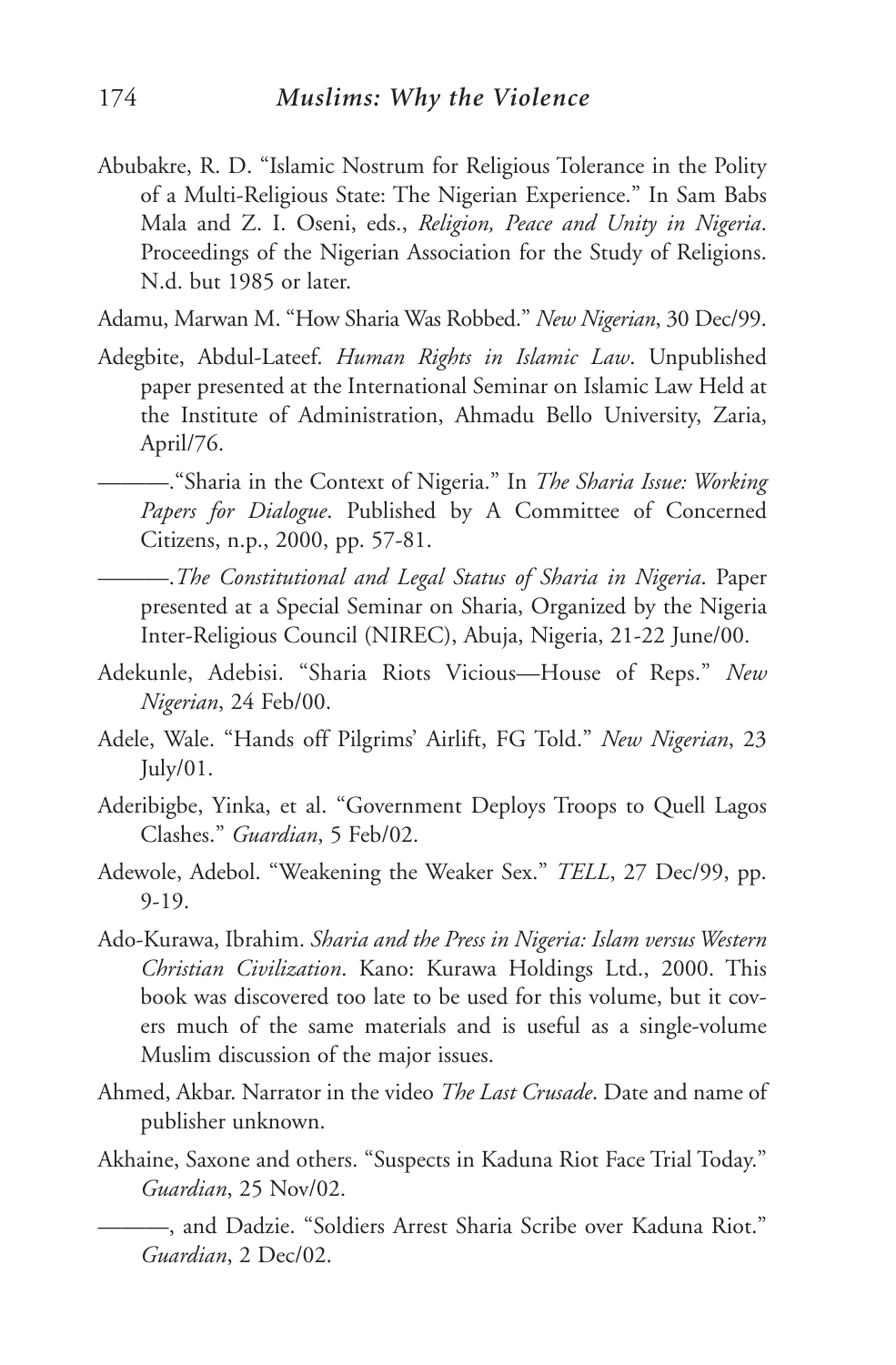Abubakre, R. D. “Islamic Nostrum for Religious Tolerance in the Polity of a Multi-Religious State: The Nigerian Experience.” In Sam Babs Mala and Z. I. Oseni, eds., *Religion, Peace and Unity in Nigeria*. Proceedings of the Nigerian Association for the Study of Religions. N.d. but 1985 or later.

Adamu, Marwan M. “How Sharia Was Robbed.” *New Nigerian*, 30 Dec/99.

Adegbite, Abdul-Lateef. *Human Rights in Islamic Law*. Unpublished paper presented at the International Seminar on Islamic Law Held at the Institute of Administration, Ahmadu Bello University, Zaria, April/76.

———.“Sharia in the Context of Nigeria.” In *The Sharia Issue: Working Papers for Dialogue*. Published by A Committee of Concerned Citizens, n.p., 2000, pp. 57-81.

———.*The Constitutional and Legal Status of Sharia in Nigeria*. Paper presented at a Special Seminar on Sharia, Organized by the Nigeria Inter-Religious Council (NIREC), Abuja, Nigeria, 21-22 June/00.

Adekunle, Adebisi. “Sharia Riots Vicious—House of Reps.” *New Nigerian*, 24 Feb/00.

Adele, Wale. “Hands off Pilgrims’ Airlift, FG Told.” *New Nigerian*, 23 July/01.

Aderibigbe, Yinka, et al. “Government Deploys Troops to Quell Lagos Clashes.” *Guardian*, 5 Feb/02.

Adewole, Adebol. “Weakening the Weaker Sex.” *TELL*, 27 Dec/99, pp. 9-19.

Ado-Kurawa, Ibrahim. *Sharia and the Press in Nigeria: Islam versus Western Christian Civilization*. Kano: Kurawa Holdings Ltd., 2000. This book was discovered too late to be used for this volume, but it covers much of the same materials and is useful as a single-volume Muslim discussion of the major issues.

Ahmed, Akbar. Narrator in the video *The Last Crusade*. Date and name of publisher unknown.

Akhaine, Saxone and others. “Suspects in Kaduna Riot Face Trial Today.” *Guardian*, 25 Nov/02.

———, and Dadzie. “Soldiers Arrest Sharia Scribe over Kaduna Riot.” *Guardian*, 2 Dec/02.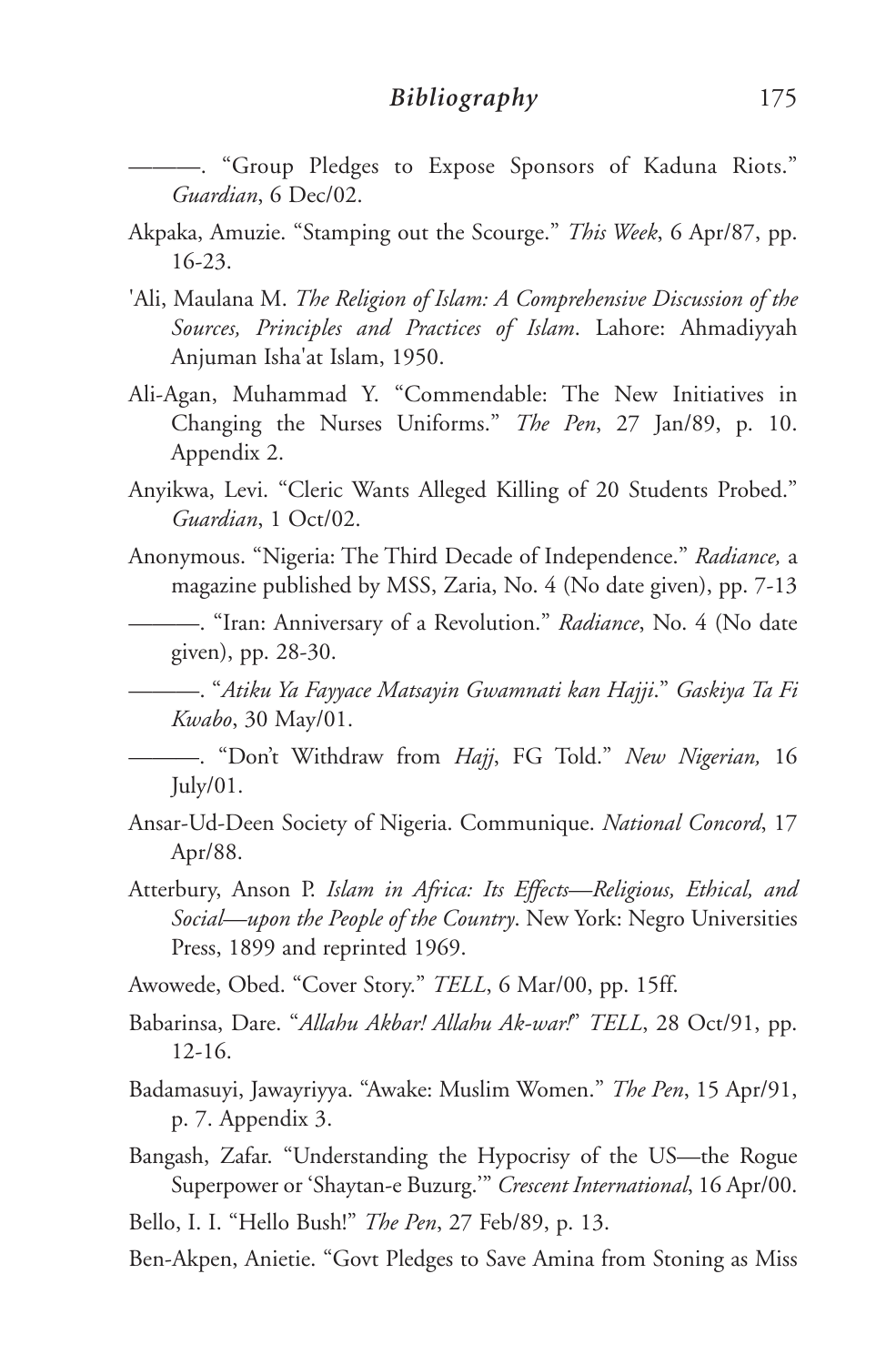———. "Group Pledges to Expose Sponsors of Kaduna Riots." *Guardian*, 6 Dec/02.

Akpaka, Amuzie. "Stamping out the Scourge." *This Week*, 6 Apr/87, pp. 16-23.

'Ali, Maulana M. *The Religion of Islam: A Comprehensive Discussion of the Sources, Principles and Practices of Islam*. Lahore: Ahmadiyyah Anjuman Isha'at Islam, 1950.

Ali-Agan, Muhammad Y. "Commendable: The New Initiatives in Changing the Nurses Uniforms." *The Pen*, 27 Jan/89, p. 10. Appendix 2.

Anyikwa, Levi. "Cleric Wants Alleged Killing of 20 Students Probed." *Guardian*, 1 Oct/02.

Anonymous. "Nigeria: The Third Decade of Independence." *Radiance,* a magazine published by MSS, Zaria, No. 4 (No date given), pp. 7-13

———. "Iran: Anniversary of a Revolution." *Radiance*, No. 4 (No date given), pp. 28-30.

———. "*Atiku Ya Fayyace Matsayin Gwamnati kan Hajji*." *Gaskiya Ta Fi Kwabo*, 30 May/01.

———. "Don't Withdraw from *Hajj*, FG Told." *New Nigerian,* 16 July/01.

Ansar-Ud-Deen Society of Nigeria. Communique. *National Concord*, 17 Apr/88.

Atterbury, Anson P. *Islam in Africa: Its Effects—Religious, Ethical, and Social—upon the People of the Country*. New York: Negro Universities Press, 1899 and reprinted 1969.

Awowede, Obed. "Cover Story." *TELL*, 6 Mar/00, pp. 15ff.

Babarinsa, Dare. "*Allahu Akbar! Allahu Ak-war!*" *TELL*, 28 Oct/91, pp. 12-16.

Badamasuyi, Jawayriyya. "Awake: Muslim Women." *The Pen*, 15 Apr/91, p. 7. Appendix 3.

Bangash, Zafar. "Understanding the Hypocrisy of the US—the Rogue Superpower or 'Shaytan-e Buzurg.'" *Crescent International*, 16 Apr/00.

Bello, I. I. "Hello Bush!" *The Pen*, 27 Feb/89, p. 13.

Ben-Akpen, Anietie. "Govt Pledges to Save Amina from Stoning as Miss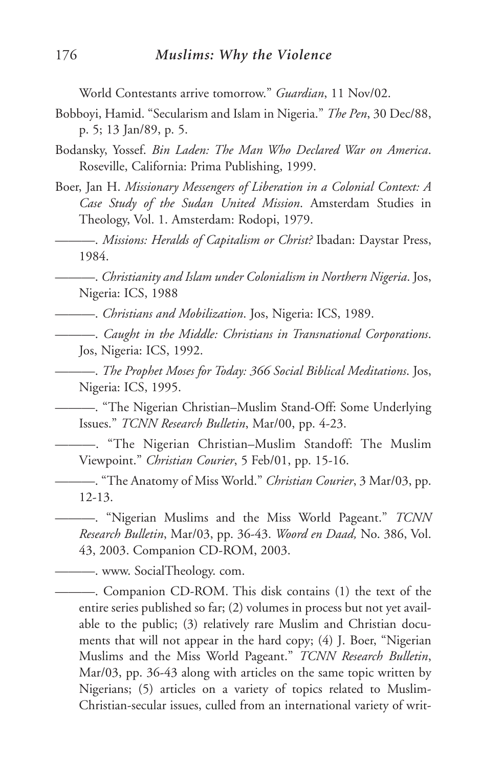World Contestants arrive tomorrow." *Guardian*, 11 Nov/02.

Bobboyi, Hamid. "Secularism and Islam in Nigeria." *The Pen*, 30 Dec/88, p. 5; 13 Jan/89, p. 5.

Bodansky, Yossef. *Bin Laden: The Man Who Declared War on America*. Roseville, California: Prima Publishing, 1999.

Boer, Jan H. *Missionary Messengers of Liberation in a Colonial Context: A Case Study of the Sudan United Mission*. Amsterdam Studies in Theology, Vol. 1. Amsterdam: Rodopi, 1979.

———. *Missions: Heralds of Capitalism or Christ?* Ibadan: Daystar Press, 1984.

———. *Christianity and Islam under Colonialism in Northern Nigeria*. Jos, Nigeria: ICS, 1988

———. *Christians and Mobilization*. Jos, Nigeria: ICS, 1989.

———. *Caught in the Middle: Christians in Transnational Corporations*. Jos, Nigeria: ICS, 1992.

———. *The Prophet Moses for Today: 366 Social Biblical Meditations*. Jos, Nigeria: ICS, 1995.

———. "The Nigerian Christian–Muslim Stand-Off: Some Underlying Issues." *TCNN Research Bulletin*, Mar/00, pp. 4-23.

———. "The Nigerian Christian–Muslim Standoff: The Muslim Viewpoint." *Christian Courier*, 5 Feb/01, pp. 15-16.

———. "The Anatomy of Miss World." *Christian Courier*, 3 Mar/03, pp. 12-13.

———. "Nigerian Muslims and the Miss World Pageant." *TCNN Research Bulletin*, Mar/03, pp. 36-43. *Woord en Daad,* No. 386, Vol. 43, 2003. Companion CD-ROM, 2003.

———. www. SocialTheology. com.

———. Companion CD-ROM. This disk contains (1) the text of the entire series published so far; (2) volumes in process but not yet available to the public; (3) relatively rare Muslim and Christian documents that will not appear in the hard copy; (4) J. Boer, "Nigerian Muslims and the Miss World Pageant." *TCNN Research Bulletin*, Mar/03, pp. 36-43 along with articles on the same topic written by Nigerians; (5) articles on a variety of topics related to Muslim-Christian-secular issues, culled from an international variety of writ-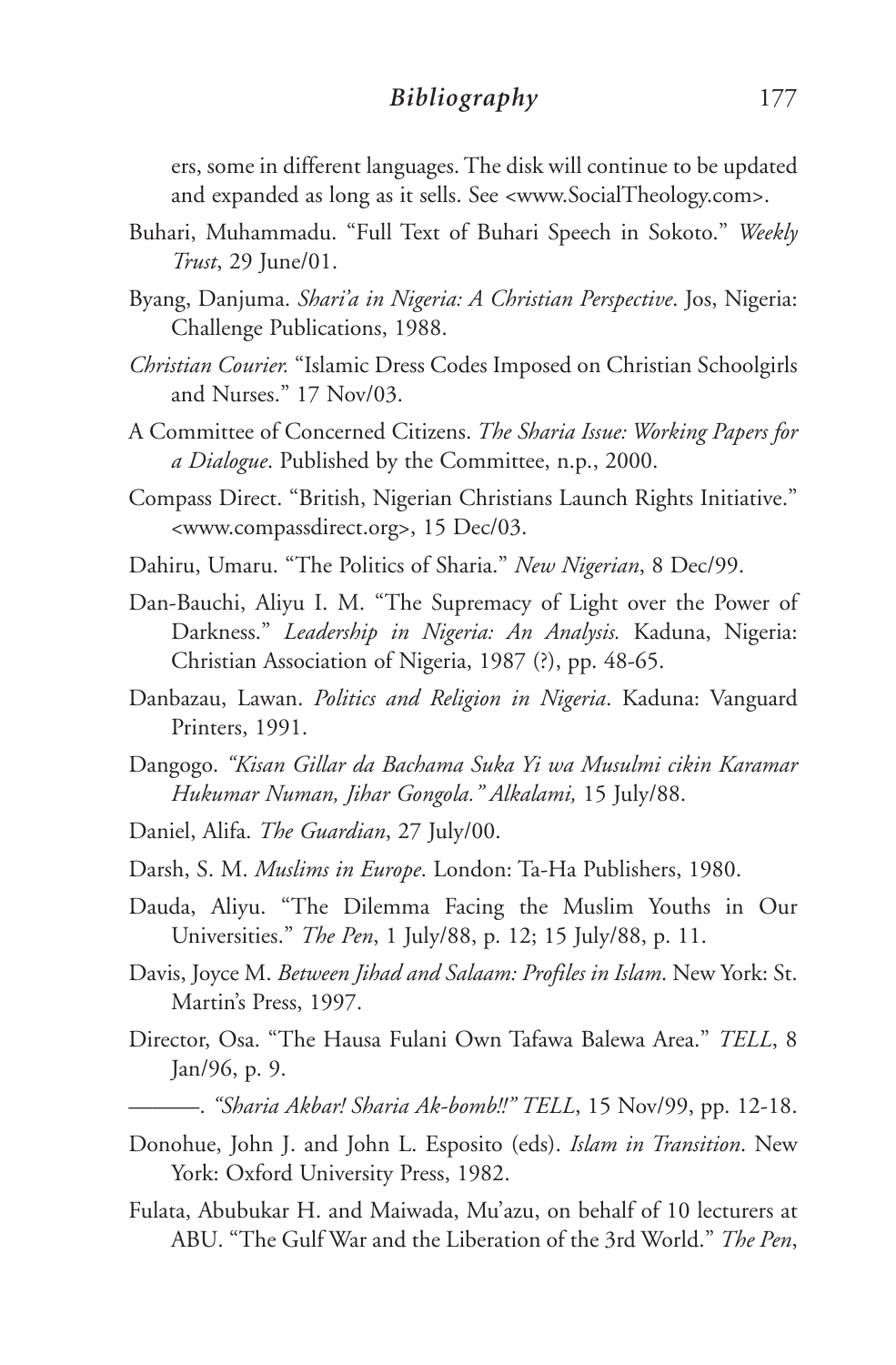ers, some in different languages. The disk will continue to be updated and expanded as long as it sells. See <www.SocialTheology.com>.

Buhari, Muhammadu. "Full Text of Buhari Speech in Sokoto." *Weekly Trust*, 29 June/01.

Byang, Danjuma. *Shari'a in Nigeria: A Christian Perspective*. Jos, Nigeria: Challenge Publications, 1988.

*Christian Courier.* "Islamic Dress Codes Imposed on Christian Schoolgirls and Nurses." 17 Nov/03.

A Committee of Concerned Citizens. *The Sharia Issue: Working Papers for a Dialogue*. Published by the Committee, n.p., 2000.

Compass Direct. "British, Nigerian Christians Launch Rights Initiative." <www.compassdirect.org>, 15 Dec/03.

Dahiru, Umaru. "The Politics of Sharia." *New Nigerian*, 8 Dec/99.

Dan-Bauchi, Aliyu I. M. "The Supremacy of Light over the Power of Darkness." *Leadership in Nigeria: An Analysis.* Kaduna, Nigeria: Christian Association of Nigeria, 1987 (?), pp. 48-65.

Danbazau, Lawan. *Politics and Religion in Nigeria*. Kaduna: Vanguard Printers, 1991.

Dangogo. *"Kisan Gillar da Bachama Suka Yi wa Musulmi cikin Karamar Hukumar Numan, Jihar Gongola." Alkalami,* 15 July/88.

Daniel, Alifa. *The Guardian*, 27 July/00.

Darsh, S. M. *Muslims in Europe*. London: Ta-Ha Publishers, 1980.

Dauda, Aliyu. "The Dilemma Facing the Muslim Youths in Our Universities." *The Pen*, 1 July/88, p. 12; 15 July/88, p. 11.

Davis, Joyce M. *Between Jihad and Salaam: Profiles in Islam*. New York: St. Martin's Press, 1997.

Director, Osa. "The Hausa Fulani Own Tafawa Balewa Area." *TELL*, 8 Jan/96, p. 9.

———. *"Sharia Akbar! Sharia Ak-bomb!!" TELL*, 15 Nov/99, pp. 12-18.

Donohue, John J. and John L. Esposito (eds). *Islam in Transition*. New York: Oxford University Press, 1982.

Fulata, Abubukar H. and Maiwada, Mu'azu, on behalf of 10 lecturers at ABU. "The Gulf War and the Liberation of the 3rd World." *The Pen*,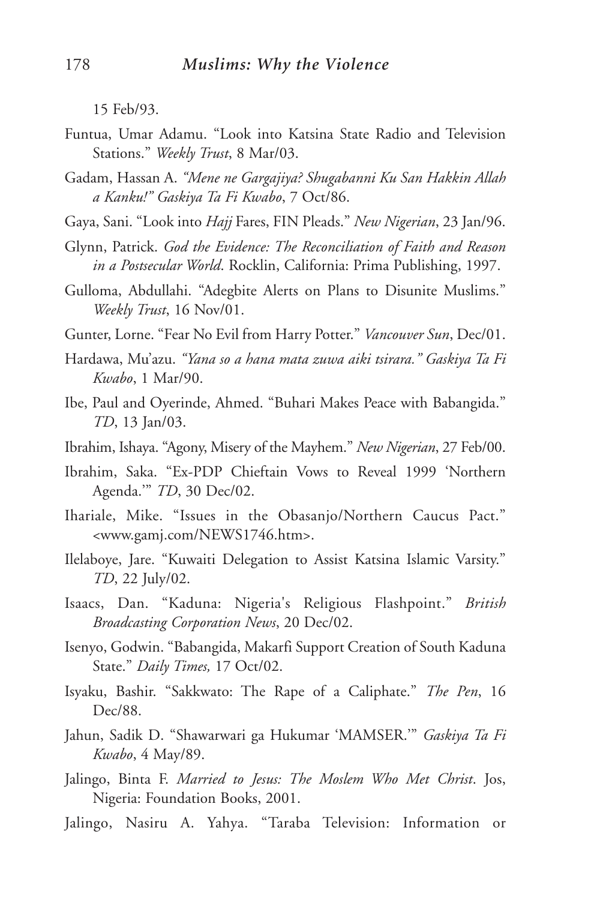15 Feb/93.

Funtua, Umar Adamu. "Look into Katsina State Radio and Television Stations." *Weekly Trust*, 8 Mar/03.

Gadam, Hassan A. *"Mene ne Gargajiya? Shugabanni Ku San Hakkin Allah a Kanku!" Gaskiya Ta Fi Kwabo*, 7 Oct/86.

Gaya, Sani. "Look into *Hajj* Fares, FIN Pleads." *New Nigerian*, 23 Jan/96.

Glynn, Patrick. *God the Evidence: The Reconciliation of Faith and Reason in a Postsecular World*. Rocklin, California: Prima Publishing, 1997.

Gulloma, Abdullahi. "Adegbite Alerts on Plans to Disunite Muslims." *Weekly Trust*, 16 Nov/01.

Gunter, Lorne. "Fear No Evil from Harry Potter." *Vancouver Sun*, Dec/01.

Hardawa, Mu'azu. *"Yana so a hana mata zuwa aiki tsirara." Gaskiya Ta Fi Kwabo*, 1 Mar/90.

Ibe, Paul and Oyerinde, Ahmed. "Buhari Makes Peace with Babangida." *TD*, 13 Jan/03.

Ibrahim, Ishaya. "Agony, Misery of the Mayhem." *New Nigerian*, 27 Feb/00.

Ibrahim, Saka. "Ex-PDP Chieftain Vows to Reveal 1999 'Northern Agenda.'" *TD*, 30 Dec/02.

Ihariale, Mike. "Issues in the Obasanjo/Northern Caucus Pact." <www.gamj.com/NEWS1746.htm>.

Ilelaboye, Jare. "Kuwaiti Delegation to Assist Katsina Islamic Varsity." *TD*, 22 July/02.

Isaacs, Dan. "Kaduna: Nigeria's Religious Flashpoint." *British Broadcasting Corporation News*, 20 Dec/02.

Isenyo, Godwin. "Babangida, Makarfi Support Creation of South Kaduna State." *Daily Times,* 17 Oct/02.

Isyaku, Bashir. "Sakkwato: The Rape of a Caliphate." *The Pen*, 16 Dec/88.

Jahun, Sadik D. "Shawarwari ga Hukumar 'MAMSER.'" *Gaskiya Ta Fi Kwabo*, 4 May/89.

Jalingo, Binta F. *Married to Jesus: The Moslem Who Met Christ*. Jos, Nigeria: Foundation Books, 2001.

Jalingo, Nasiru A. Yahya. "Taraba Television: Information or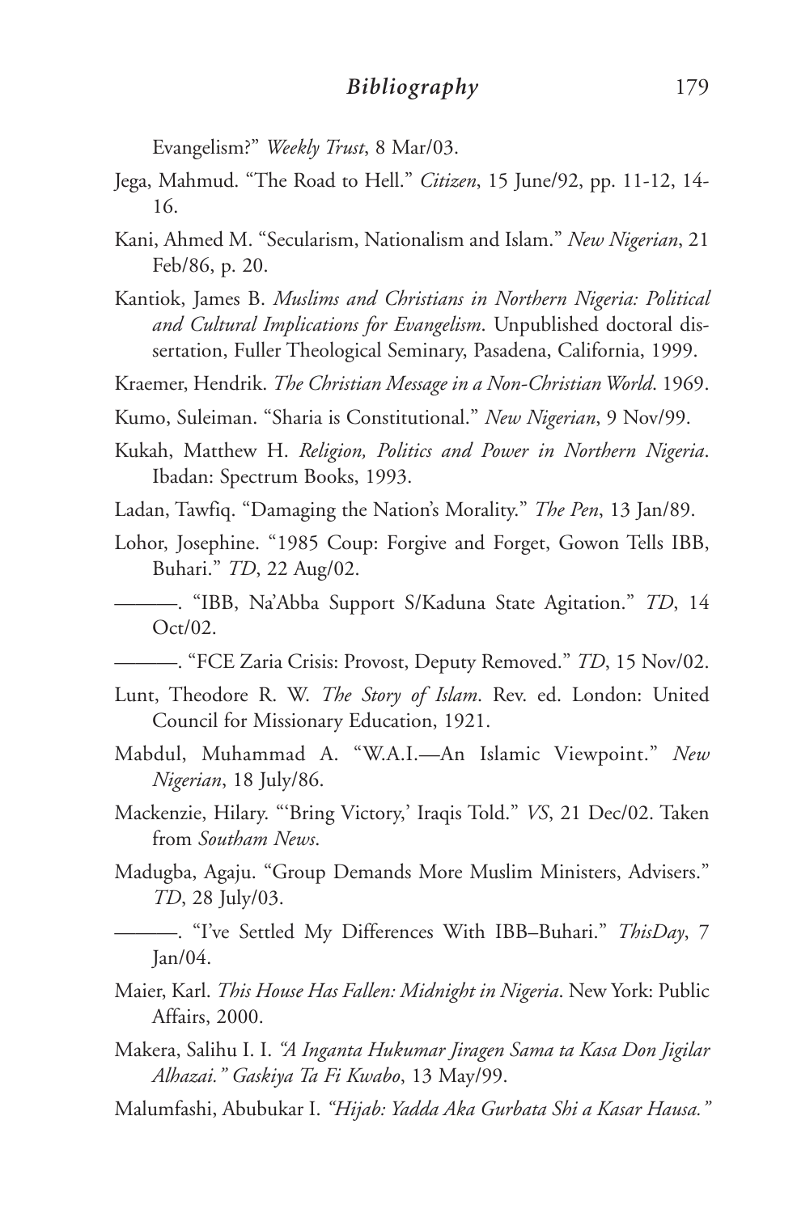Evangelism?" *Weekly Trust*, 8 Mar/03.

Jega, Mahmud. "The Road to Hell." *Citizen*, 15 June/92, pp. 11-12, 14-16.

Kani, Ahmed M. "Secularism, Nationalism and Islam." *New Nigerian*, 21 Feb/86, p. 20.

Kantiok, James B. *Muslims and Christians in Northern Nigeria: Political and Cultural Implications for Evangelism*. Unpublished doctoral dissertation, Fuller Theological Seminary, Pasadena, California, 1999.

Kraemer, Hendrik. *The Christian Message in a Non-Christian World*. 1969.

Kumo, Suleiman. "Sharia is Constitutional." *New Nigerian*, 9 Nov/99.

Kukah, Matthew H. *Religion, Politics and Power in Northern Nigeria*. Ibadan: Spectrum Books, 1993.

Ladan, Tawfiq. "Damaging the Nation's Morality." *The Pen*, 13 Jan/89.

Lohor, Josephine. "1985 Coup: Forgive and Forget, Gowon Tells IBB, Buhari." *TD*, 22 Aug/02.

———. "IBB, Na'Abba Support S/Kaduna State Agitation." *TD*, 14 Oct/02.

———. "FCE Zaria Crisis: Provost, Deputy Removed." *TD*, 15 Nov/02.

Lunt, Theodore R. W. *The Story of Islam*. Rev. ed. London: United Council for Missionary Education, 1921.

Mabdul, Muhammad A. "W.A.I.—An Islamic Viewpoint." *New Nigerian*, 18 July/86.

Mackenzie, Hilary. "'Bring Victory,' Iraqis Told." *VS*, 21 Dec/02. Taken from *Southam News*.

Madugba, Agaju. "Group Demands More Muslim Ministers, Advisers." *TD*, 28 July/03.

———. "I've Settled My Differences With IBB–Buhari." *ThisDay*, 7 Jan/04.

Maier, Karl. *This House Has Fallen: Midnight in Nigeria*. New York: Public Affairs, 2000.

Makera, Salihu I. I. *"A Inganta Hukumar Jiragen Sama ta Kasa Don Jigilar Alhazai." Gaskiya Ta Fi Kwabo*, 13 May/99.

Malumfashi, Abubukar I. *"Hijab: Yadda Aka Gurbata Shi a Kasar Hausa."*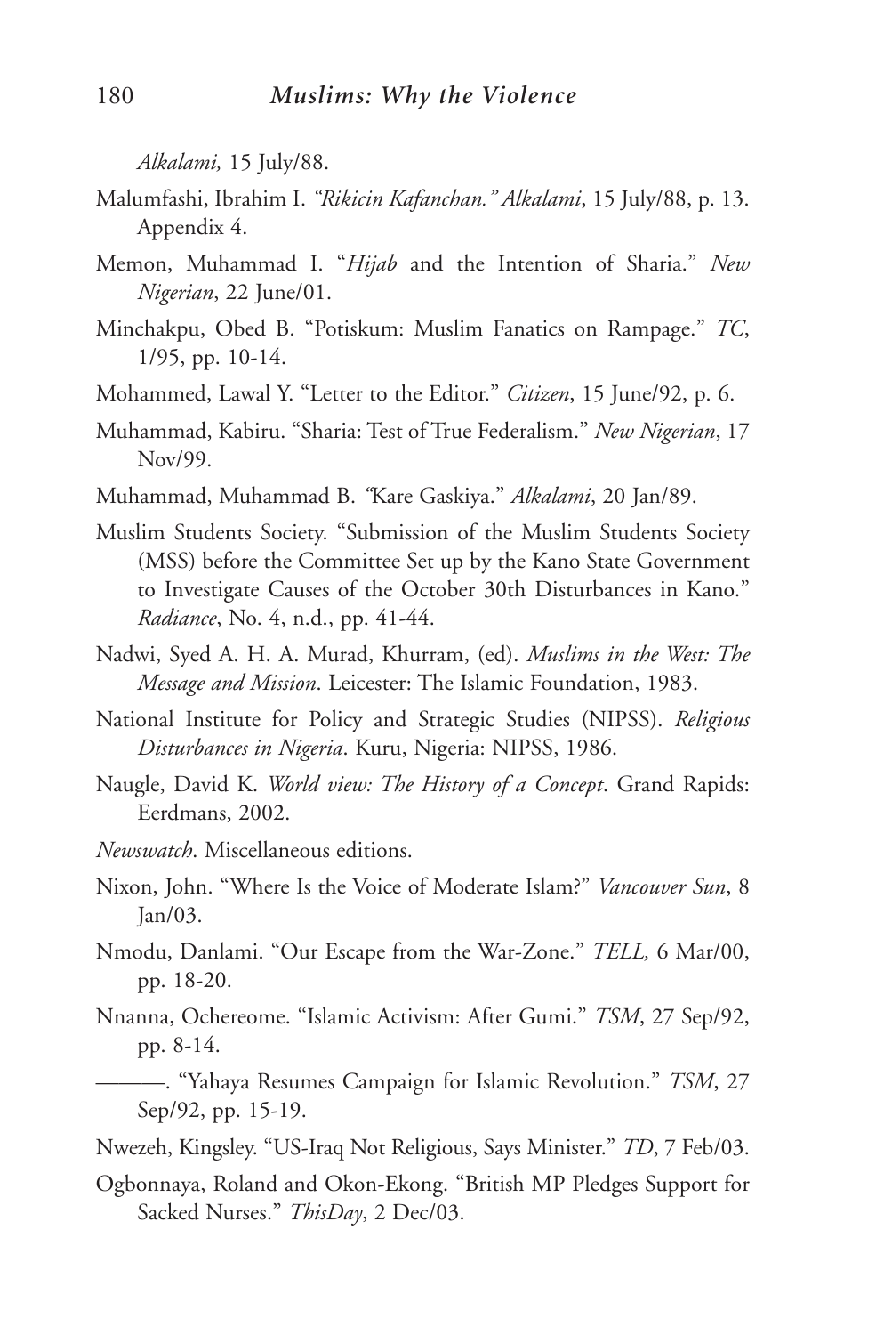*Alkalami,* 15 July/88.

Malumfashi, Ibrahim I. *"Rikicin Kafanchan." Alkalami*, 15 July/88, p. 13. Appendix 4.

Memon, Muhammad I. "*Hijab* and the Intention of Sharia." *New Nigerian*, 22 June/01.

Minchakpu, Obed B. "Potiskum: Muslim Fanatics on Rampage." *TC*, 1/95, pp. 10-14.

Mohammed, Lawal Y. "Letter to the Editor." *Citizen*, 15 June/92, p. 6.

Muhammad, Kabiru. "Sharia: Test of True Federalism." *New Nigerian*, 17 Nov/99.

Muhammad, Muhammad B. *"Kare Gaskiya." Alkalami*, 20 Jan/89.

Muslim Students Society. "Submission of the Muslim Students Society (MSS) before the Committee Set up by the Kano State Government to Investigate Causes of the October 30th Disturbances in Kano." *Radiance*, No. 4, n.d., pp. 41-44.

Nadwi, Syed A. H. A. Murad, Khurram, (ed). *Muslims in the West: The Message and Mission*. Leicester: The Islamic Foundation, 1983.

National Institute for Policy and Strategic Studies (NIPSS). *Religious Disturbances in Nigeria*. Kuru, Nigeria: NIPSS, 1986.

Naugle, David K. *World view: The History of a Concept*. Grand Rapids: Eerdmans, 2002.

*Newswatch*. Miscellaneous editions.

Nixon, John. "Where Is the Voice of Moderate Islam?" *Vancouver Sun*, 8 Jan/03.

Nmodu, Danlami. "Our Escape from the War-Zone." *TELL,* 6 Mar/00, pp. 18-20.

Nnanna, Ochereome. "Islamic Activism: After Gumi." *TSM*, 27 Sep/92, pp. 8-14.

———. "Yahaya Resumes Campaign for Islamic Revolution." *TSM*, 27 Sep/92, pp. 15-19.

Nwezeh, Kingsley. "US-Iraq Not Religious, Says Minister." *TD*, 7 Feb/03.

Ogbonnaya, Roland and Okon-Ekong. "British MP Pledges Support for Sacked Nurses." *ThisDay*, 2 Dec/03.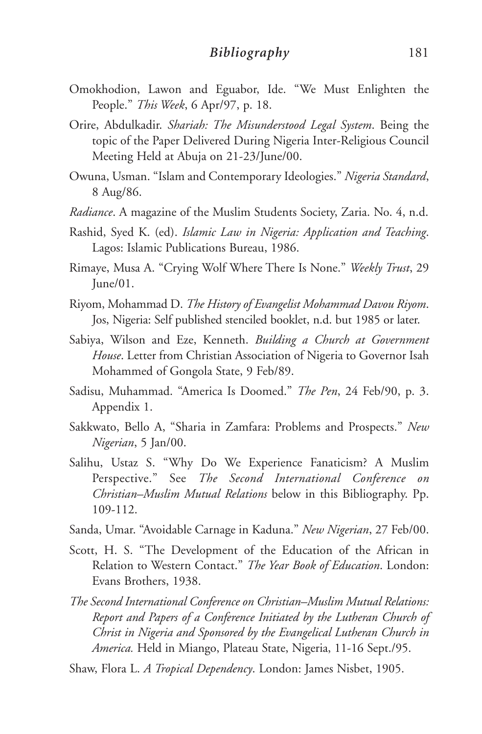Omokhodion, Lawon and Eguabor, Ide. "We Must Enlighten the People." *This Week*, 6 Apr/97, p. 18.

Orire, Abdulkadir. *Shariah: The Misunderstood Legal System*. Being the topic of the Paper Delivered During Nigeria Inter-Religious Council Meeting Held at Abuja on 21-23/June/00.

Owuna, Usman. "Islam and Contemporary Ideologies." *Nigeria Standard*, 8 Aug/86.

*Radiance*. A magazine of the Muslim Students Society, Zaria. No. 4, n.d.

Rashid, Syed K. (ed). *Islamic Law in Nigeria: Application and Teaching*. Lagos: Islamic Publications Bureau, 1986.

Rimaye, Musa A. "Crying Wolf Where There Is None." *Weekly Trust*, 29 June/01.

Riyom, Mohammad D. *The History of Evangelist Mohammad Davou Riyom*. Jos, Nigeria: Self published stenciled booklet, n.d. but 1985 or later.

Sabiya, Wilson and Eze, Kenneth. *Building a Church at Government House*. Letter from Christian Association of Nigeria to Governor Isah Mohammed of Gongola State, 9 Feb/89.

Sadisu, Muhammad. "America Is Doomed." *The Pen*, 24 Feb/90, p. 3. Appendix 1.

Sakkwato, Bello A, "Sharia in Zamfara: Problems and Prospects." *New Nigerian*, 5 Jan/00.

Salihu, Ustaz S. "Why Do We Experience Fanaticism? A Muslim Perspective." See *The Second International Conference on Christian–Muslim Mutual Relations* below in this Bibliography. Pp. 109-112.

Sanda, Umar. "Avoidable Carnage in Kaduna." *New Nigerian*, 27 Feb/00.

Scott, H. S. "The Development of the Education of the African in Relation to Western Contact." *The Year Book of Education*. London: Evans Brothers, 1938.

*The Second International Conference on Christian–Muslim Mutual Relations: Report and Papers of a Conference Initiated by the Lutheran Church of Christ in Nigeria and Sponsored by the Evangelical Lutheran Church in America.* Held in Miango, Plateau State, Nigeria, 11-16 Sept./95.

Shaw, Flora L. *A Tropical Dependency*. London: James Nisbet, 1905.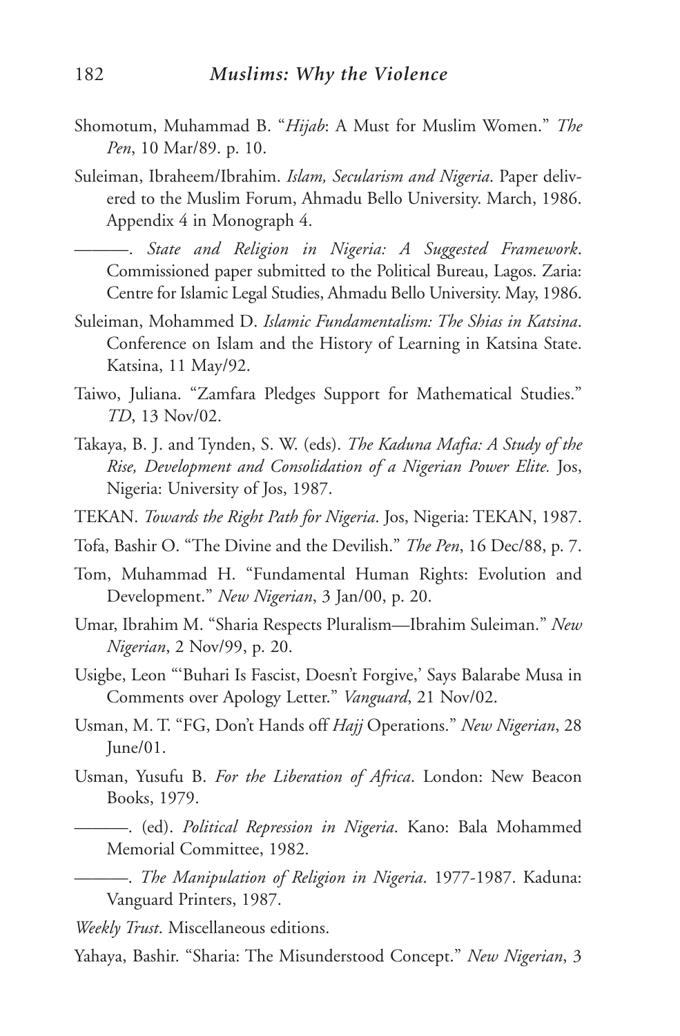Shomotum, Muhammad B. "*Hijab*: A Must for Muslim Women." *The Pen*, 10 Mar/89. p. 10.

Suleiman, Ibraheem/Ibrahim. *Islam, Secularism and Nigeria*. Paper delivered to the Muslim Forum, Ahmadu Bello University. March, 1986. Appendix 4 in Monograph 4.

———. *State and Religion in Nigeria: A Suggested Framework*. Commissioned paper submitted to the Political Bureau, Lagos. Zaria: Centre for Islamic Legal Studies, Ahmadu Bello University. May, 1986.

Suleiman, Mohammed D. *Islamic Fundamentalism: The Shias in Katsina*. Conference on Islam and the History of Learning in Katsina State. Katsina, 11 May/92.

Taiwo, Juliana. "Zamfara Pledges Support for Mathematical Studies." *TD*, 13 Nov/02.

Takaya, B. J. and Tynden, S. W. (eds). *The Kaduna Mafia: A Study of the Rise, Development and Consolidation of a Nigerian Power Elite.* Jos, Nigeria: University of Jos, 1987.

TEKAN. *Towards the Right Path for Nigeria*. Jos, Nigeria: TEKAN, 1987.

Tofa, Bashir O. "The Divine and the Devilish." *The Pen*, 16 Dec/88, p. 7.

Tom, Muhammad H. "Fundamental Human Rights: Evolution and Development." *New Nigerian*, 3 Jan/00, p. 20.

Umar, Ibrahim M. "Sharia Respects Pluralism—Ibrahim Suleiman." *New Nigerian*, 2 Nov/99, p. 20.

Usigbe, Leon "'Buhari Is Fascist, Doesn't Forgive,' Says Balarabe Musa in Comments over Apology Letter." *Vanguard*, 21 Nov/02.

Usman, M. T. "FG, Don't Hands off *Hajj* Operations." *New Nigerian*, 28 June/01.

Usman, Yusufu B. *For the Liberation of Africa*. London: New Beacon Books, 1979.

———. (ed). *Political Repression in Nigeria*. Kano: Bala Mohammed Memorial Committee, 1982.

———. *The Manipulation of Religion in Nigeria*. 1977-1987. Kaduna: Vanguard Printers, 1987.

*Weekly Trust*. Miscellaneous editions.

Yahaya, Bashir. "Sharia: The Misunderstood Concept." *New Nigerian*, 3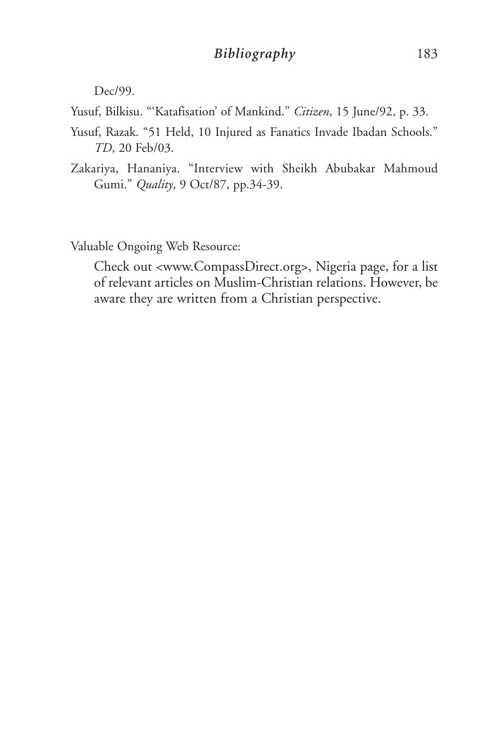Dec/99.

Yusuf, Bilkisu. "'Katafisation' of Mankind." *Citizen*, 15 June/92, p. 33.

Yusuf, Razak. "51 Held, 10 Injured as Fanatics Invade Ibadan Schools." *TD*, 20 Feb/03.

Zakariya, Hananiya. "Interview with Sheikh Abubakar Mahmoud Gumi." *Quality*, 9 Oct/87, pp.34-39.

Valuable Ongoing Web Resource:

Check out <www.CompassDirect.org>, Nigeria page, for a list of relevant articles on Muslim-Christian relations. However, be aware they are written from a Christian perspective.